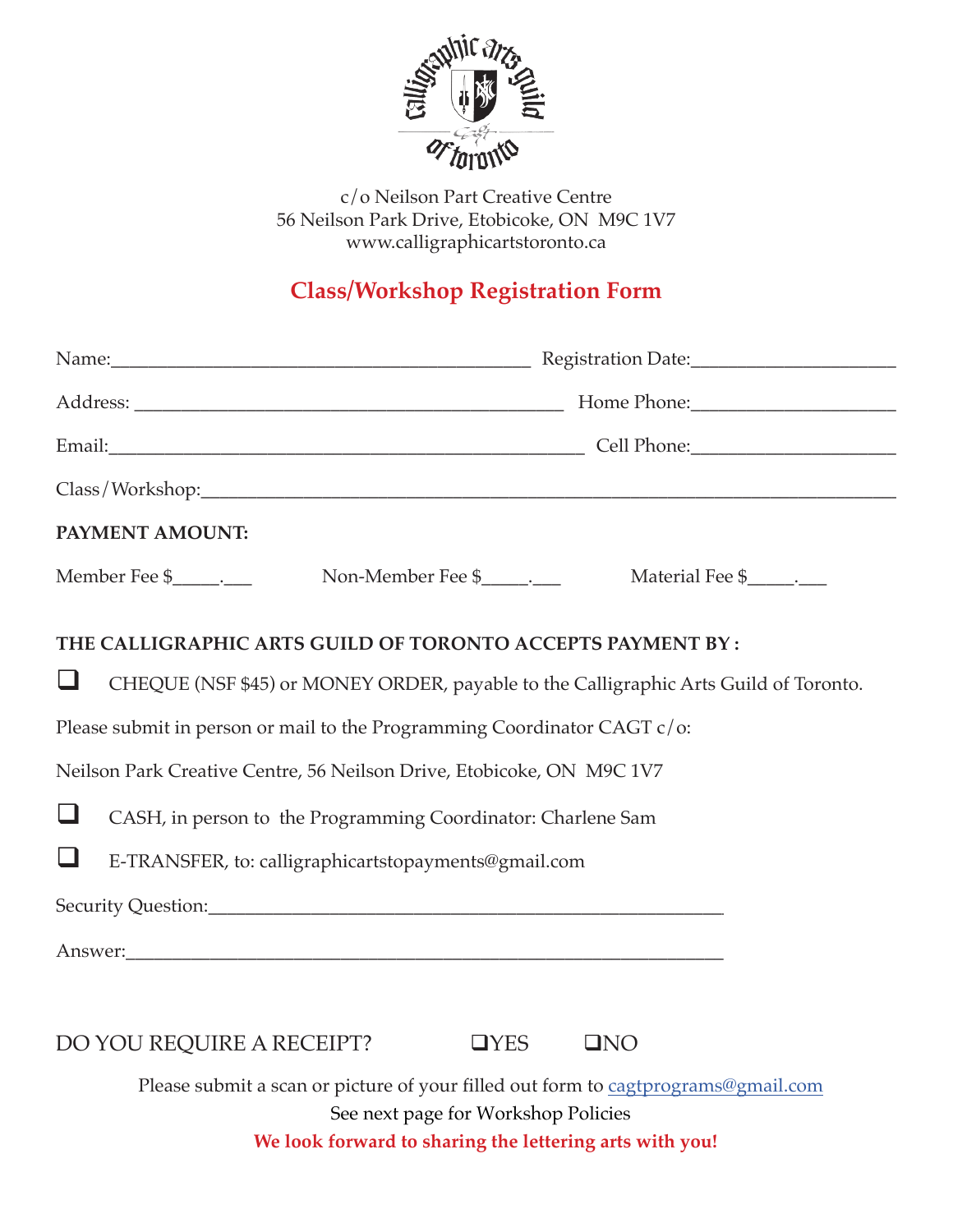Calligraphic Arts Guild of Toronto

c/o Neilson Part Creative Centre
56 Neilson Park Drive, Etobicoke, ON M9C 1V7
www.calligraphicartstoronto.ca

## Class/Workshop Registration Form

Name:\_\_\_\_\_\_\_\_\_\_\_\_\_\_\_\_\_\_\_\_\_\_\_\_\_\_\_\_\_\_\_\_\_\_\_\_\_\_\_\_ Registration Date:\_\_\_\_\_\_\_\_\_\_\_\_\_\_\_\_\_\_\_\_

Address: \_\_\_\_\_\_\_\_\_\_\_\_\_\_\_\_\_\_\_\_\_\_\_\_\_\_\_\_\_\_\_\_\_\_\_\_\_\_\_\_ Home Phone:\_\_\_\_\_\_\_\_\_\_\_\_\_\_\_\_\_\_\_\_

Email:\_\_\_\_\_\_\_\_\_\_\_\_\_\_\_\_\_\_\_\_\_\_\_\_\_\_\_\_\_\_\_\_\_\_\_\_\_\_\_\_\_\_\_\_ Cell Phone:\_\_\_\_\_\_\_\_\_\_\_\_\_\_\_\_\_\_\_\_

Class/Workshop:\_\_\_\_\_\_\_\_\_\_\_\_\_\_\_\_\_\_\_\_\_\_\_\_\_\_\_\_\_\_\_\_\_\_\_\_\_\_\_\_\_\_\_\_\_\_\_\_\_\_\_\_\_\_\_\_\_\_\_\_\_\_

**PAYMENT AMOUNT:**

Member Fee $\_\_\_\_\_.\_\_\_ Non-Member Fee $\_\_\_\_\_.\_\_\_ Material Fee $\_\_\_\_\_.\_\_\_

**THE CALLIGRAPHIC ARTS GUILD OF TORONTO ACCEPTS PAYMENT BY :**

❑ CHEQUE (NSF $45) or MONEY ORDER, payable to the Calligraphic Arts Guild of Toronto.

Please submit in person or mail to the Programming Coordinator CAGT c/o:

Neilson Park Creative Centre, 56 Neilson Drive, Etobicoke, ON M9C 1V7

❑ CASH, in person to the Programming Coordinator: Charlene Sam

❑ E-TRANSFER, to: calligraphicartstopayments@gmail.com

Security Question:\_\_\_\_\_\_\_\_\_\_\_\_\_\_\_\_\_\_\_\_\_\_\_\_\_\_\_\_\_\_\_\_\_\_\_\_\_\_\_\_\_\_\_\_\_\_\_\_

Answer:\_\_\_\_\_\_\_\_\_\_\_\_\_\_\_\_\_\_\_\_\_\_\_\_\_\_\_\_\_\_\_\_\_\_\_\_\_\_\_\_\_\_\_\_\_\_\_\_\_\_\_\_\_\_\_

DO YOU REQUIRE A RECEIPT? ❑YES ❑NO

Please submit a scan or picture of your filled out form to cagtprograms@gmail.com

See next page for Workshop Policies

**We look forward to sharing the lettering arts with you!**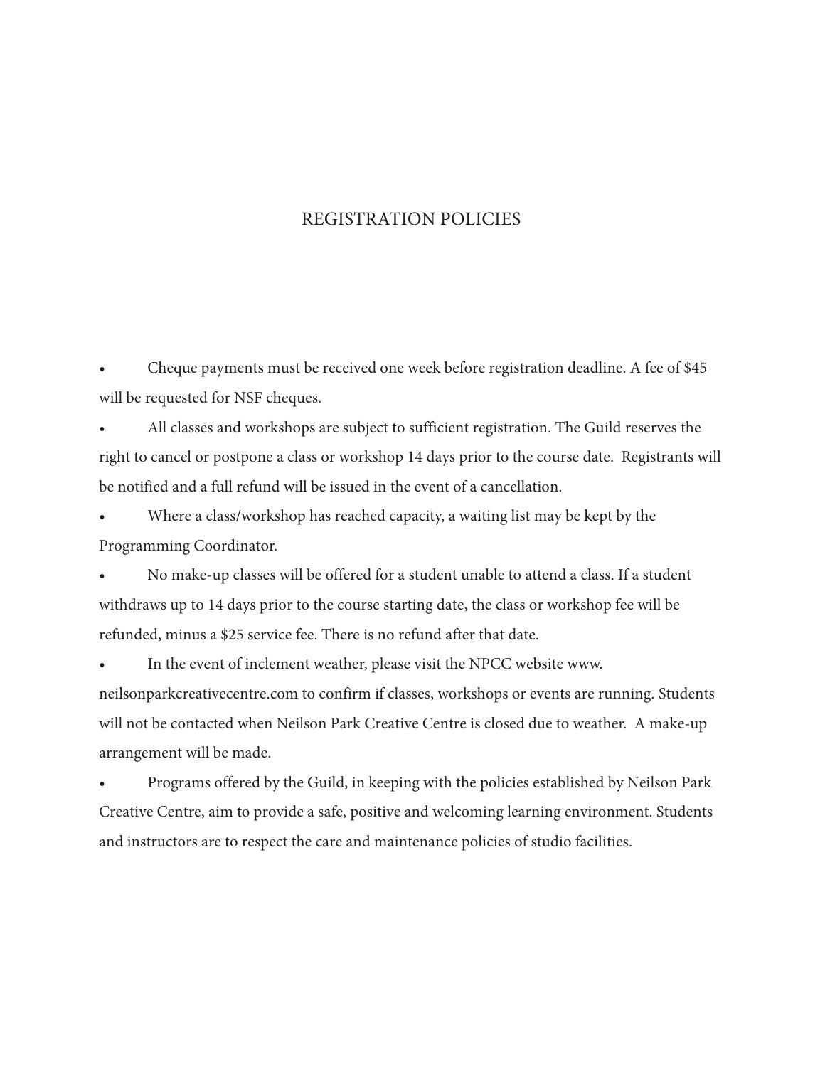# REGISTRATION POLICIES

- Cheque payments must be received one week before registration deadline. A fee of $45 will be requested for NSF cheques.
- All classes and workshops are subject to sufficient registration. The Guild reserves the right to cancel or postpone a class or workshop 14 days prior to the course date. Registrants will be notified and a full refund will be issued in the event of a cancellation.
- Where a class/workshop has reached capacity, a waiting list may be kept by the Programming Coordinator.
- No make-up classes will be offered for a student unable to attend a class. If a student withdraws up to 14 days prior to the course starting date, the class or workshop fee will be refunded, minus a $25 service fee. There is no refund after that date.
- In the event of inclement weather, please visit the NPCC website www.neilsonparkcreativecentre.com to confirm if classes, workshops or events are running. Students will not be contacted when Neilson Park Creative Centre is closed due to weather. A make-up arrangement will be made.
- Programs offered by the Guild, in keeping with the policies established by Neilson Park Creative Centre, aim to provide a safe, positive and welcoming learning environment. Students and instructors are to respect the care and maintenance policies of studio facilities.